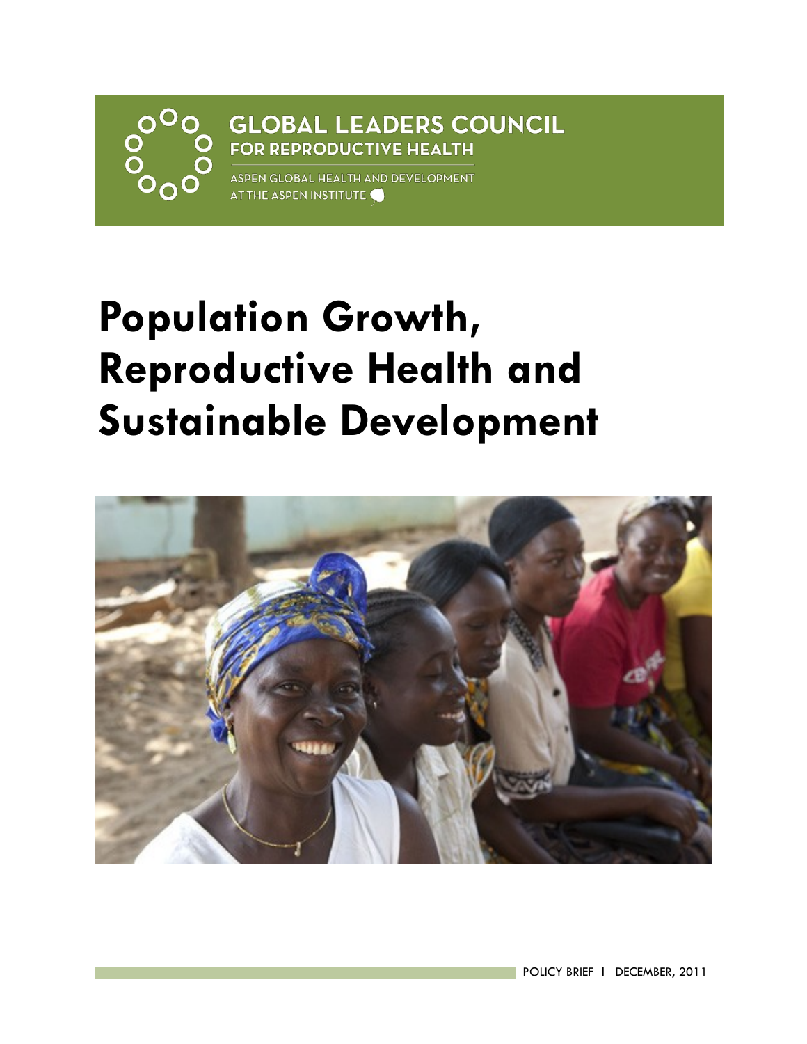**GLOBAL LEADERS COUNCIL**
**FOR REPRODUCTIVE HEALTH**

ASPEN GLOBAL HEALTH AND DEVELOPMENT
AT THE ASPEN INSTITUTE

# Population Growth, Reproductive Health and Sustainable Development

POLICY BRIEF | DECEMBER, 2011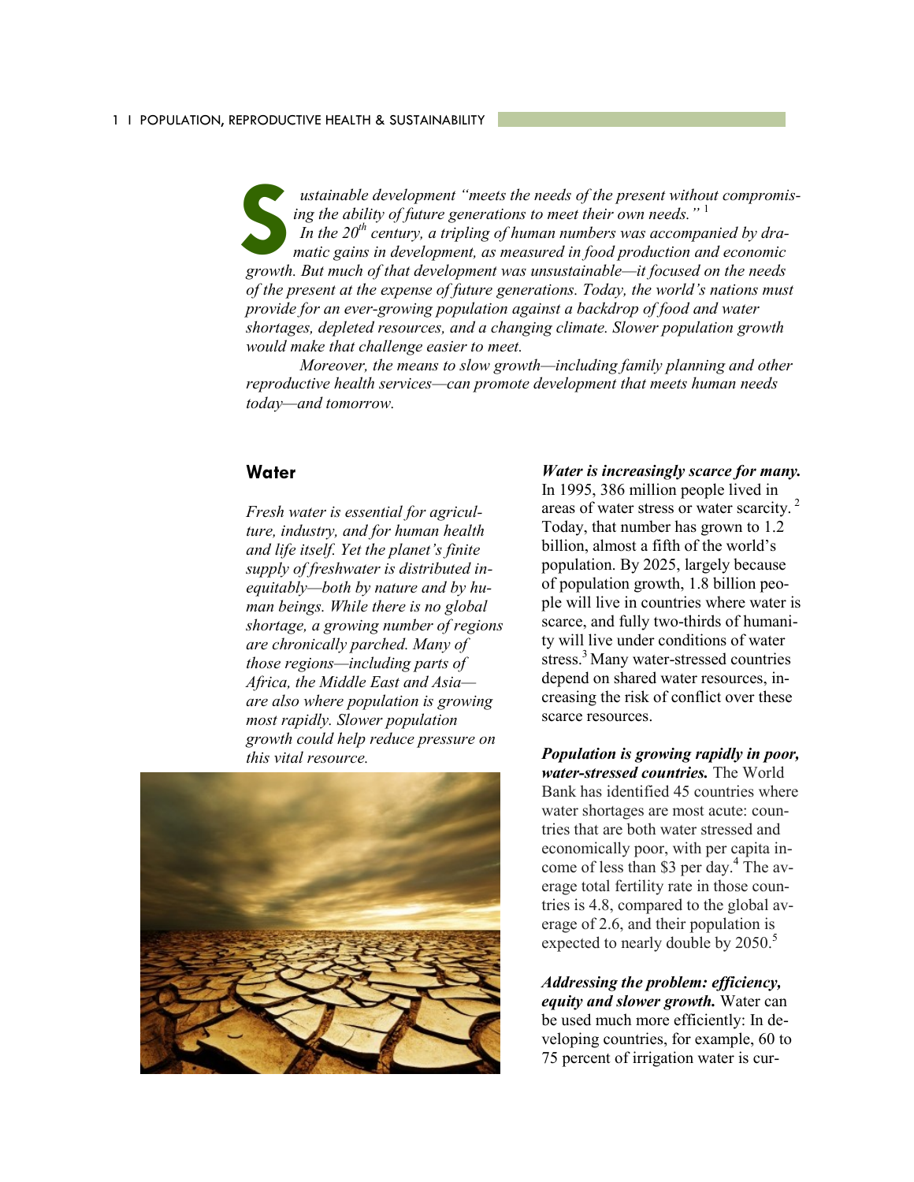*Sustainable development "meets the needs of the present without compromising the ability of future generations to meet their own needs."* [1]

*In the 20th century, a tripling of human numbers was accompanied by dramatic gains in development, as measured in food production and economic growth. But much of that development was unsustainable—it focused on the needs of the present at the expense of future generations. Today, the world's nations must provide for an ever-growing population against a backdrop of food and water shortages, depleted resources, and a changing climate. Slower population growth would make that challenge easier to meet.*

*Moreover, the means to slow growth—including family planning and other reproductive health services—can promote development that meets human needs today—and tomorrow.*

## Water

*Fresh water is essential for agriculture, industry, and for human health and life itself. Yet the planet's finite supply of freshwater is distributed inequitably—both by nature and by human beings. While there is no global shortage, a growing number of regions are chronically parched. Many of those regions—including parts of Africa, the Middle East and Asia—are also where population is growing most rapidly. Slower population growth could help reduce pressure on this vital resource.*

***Water is increasingly scarce for many.*** In 1995, 386 million people lived in areas of water stress or water scarcity. [2] Today, that number has grown to 1.2 billion, almost a fifth of the world's population. By 2025, largely because of population growth, 1.8 billion people will live in countries where water is scarce, and fully two-thirds of humanity will live under conditions of water stress.[3] Many water-stressed countries depend on shared water resources, increasing the risk of conflict over these scarce resources.

***Population is growing rapidly in poor, water-stressed countries.*** The World Bank has identified 45 countries where water shortages are most acute: countries that are both water stressed and economically poor, with per capita income of less than $3 per day.[4] The average total fertility rate in those countries is 4.8, compared to the global average of 2.6, and their population is expected to nearly double by 2050.[5]

***Addressing the problem: efficiency, equity and slower growth.*** Water can be used much more efficiently: In developing countries, for example, 60 to 75 percent of irrigation water is cur-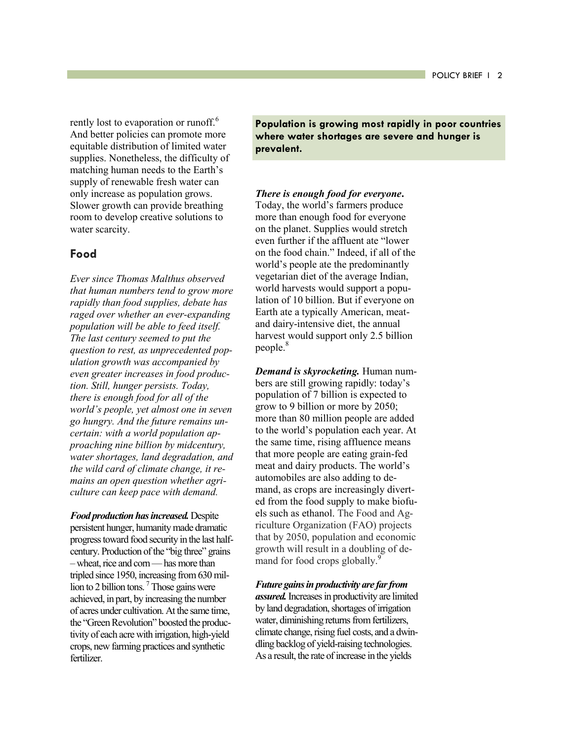rently lost to evaporation or runoff.[6] And better policies can promote more equitable distribution of limited water supplies. Nonetheless, the difficulty of matching human needs to the Earth's supply of renewable fresh water can only increase as population grows. Slower growth can provide breathing room to develop creative solutions to water scarcity.

## Food

*Ever since Thomas Malthus observed that human numbers tend to grow more rapidly than food supplies, debate has raged over whether an ever-expanding population will be able to feed itself. The last century seemed to put the question to rest, as unprecedented population growth was accompanied by even greater increases in food production. Still, hunger persists. Today, there is enough food for all of the world's people, yet almost one in seven go hungry. And the future remains uncertain: with a world population approaching nine billion by midcentury, water shortages, land degradation, and the wild card of climate change, it remains an open question whether agriculture can keep pace with demand.*

***Food production has increased.*** Despite persistent hunger, humanity made dramatic progress toward food security in the last half-century. Production of the "big three" grains – wheat, rice and corn — has more than tripled since 1950, increasing from 630 million to 2 billion tons.[7] Those gains were achieved, in part, by increasing the number of acres under cultivation. At the same time, the "Green Revolution" boosted the productivity of each acre with irrigation, high-yield crops, new farming practices and synthetic fertilizer.

**Population is growing most rapidly in poor countries where water shortages are severe and hunger is prevalent.**

***There is enough food for everyone.*** Today, the world's farmers produce more than enough food for everyone on the planet. Supplies would stretch even further if the affluent ate "lower on the food chain." Indeed, if all of the world's people ate the predominantly vegetarian diet of the average Indian, world harvests would support a population of 10 billion. But if everyone on Earth ate a typically American, meat- and dairy-intensive diet, the annual harvest would support only 2.5 billion people.[8]

***Demand is skyrocketing.*** Human numbers are still growing rapidly: today's population of 7 billion is expected to grow to 9 billion or more by 2050; more than 80 million people are added to the world's population each year. At the same time, rising affluence means that more people are eating grain-fed meat and dairy products. The world's automobiles are also adding to demand, as crops are increasingly diverted from the food supply to make biofuels such as ethanol. The Food and Agriculture Organization (FAO) projects that by 2050, population and economic growth will result in a doubling of demand for food crops globally.[9]

***Future gains in productivity are far from assured.*** Increases in productivity are limited by land degradation, shortages of irrigation water, diminishing returns from fertilizers, climate change, rising fuel costs, and a dwindling backlog of yield-raising technologies. As a result, the rate of increase in the yields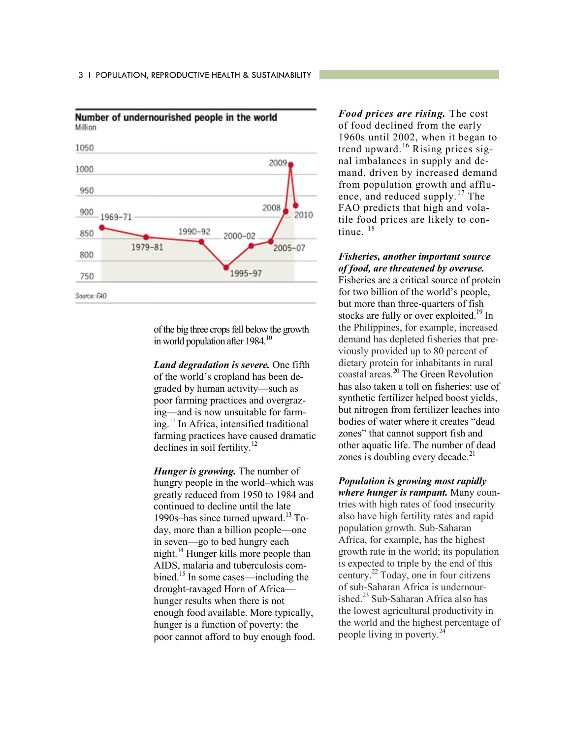**Number of undernourished people in the world**
Million

| Period | Approx. value (million) |
|---|---|
| 1969–71 | ~875 |
| 1979–81 | ~850 |
| 1990–92 | ~840 |
| 1995–97 | ~780 |
| 2000–02 | ~820 |
| 2005–07 | ~830 |
| 2008 | ~915 |
| 2009 | ~1020 |
| 2010 | ~925 |

Source: FAO

of the big three crops fell below the growth in world population after 1984.[10]

***Land degradation is severe.*** One fifth of the world's cropland has been degraded by human activity—such as poor farming practices and overgrazing—and is now unsuitable for farming.[11] In Africa, intensified traditional farming practices have caused dramatic declines in soil fertility.[12]

***Hunger is growing.*** The number of hungry people in the world–which was greatly reduced from 1950 to 1984 and continued to decline until the late 1990s–has since turned upward.[13] Today, more than a billion people—one in seven—go to bed hungry each night.[14] Hunger kills more people than AIDS, malaria and tuberculosis combined.[15] In some cases—including the drought-ravaged Horn of Africa—hunger results when there is not enough food available. More typically, hunger is a function of poverty: the poor cannot afford to buy enough food.

***Food prices are rising.*** The cost of food declined from the early 1960s until 2002, when it began to trend upward.[16] Rising prices signal imbalances in supply and demand, driven by increased demand from population growth and affluence, and reduced supply.[17] The FAO predicts that high and volatile food prices are likely to continue.[18]

***Fisheries, another important source of food, are threatened by overuse.*** Fisheries are a critical source of protein for two billion of the world's people, but more than three-quarters of fish stocks are fully or over exploited.[19] In the Philippines, for example, increased demand has depleted fisheries that previously provided up to 80 percent of dietary protein for inhabitants in rural coastal areas.[20] The Green Revolution has also taken a toll on fisheries: use of synthetic fertilizer helped boost yields, but nitrogen from fertilizer leaches into bodies of water where it creates "dead zones" that cannot support fish and other aquatic life. The number of dead zones is doubling every decade.[21]

***Population is growing most rapidly where hunger is rampant.*** Many countries with high rates of food insecurity also have high fertility rates and rapid population growth. Sub-Saharan Africa, for example, has the highest growth rate in the world; its population is expected to triple by the end of this century.[22] Today, one in four citizens of sub-Saharan Africa is undernourished.[23] Sub-Saharan Africa also has the lowest agricultural productivity in the world and the highest percentage of people living in poverty.[24]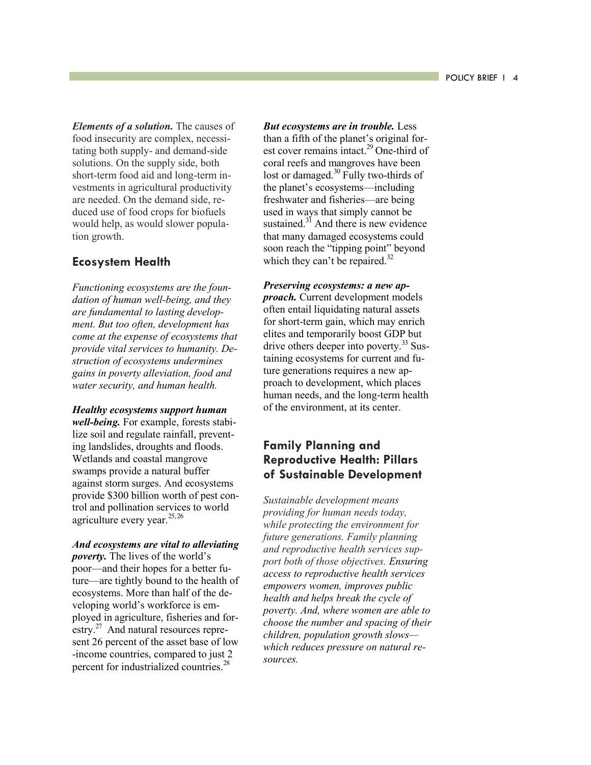***Elements of a solution.*** The causes of food insecurity are complex, necessitating both supply- and demand-side solutions. On the supply side, both short-term food aid and long-term investments in agricultural productivity are needed. On the demand side, reduced use of food crops for biofuels would help, as would slower population growth.

## Ecosystem Health

*Functioning ecosystems are the foundation of human well-being, and they are fundamental to lasting development. But too often, development has come at the expense of ecosystems that provide vital services to humanity. Destruction of ecosystems undermines gains in poverty alleviation, food and water security, and human health.*

***Healthy ecosystems support human well-being.*** For example, forests stabilize soil and regulate rainfall, preventing landslides, droughts and floods. Wetlands and coastal mangrove swamps provide a natural buffer against storm surges. And ecosystems provide $300 billion worth of pest control and pollination services to world agriculture every year.[25, 26]

***And ecosystems are vital to alleviating poverty.*** The lives of the world's poor—and their hopes for a better future—are tightly bound to the health of ecosystems. More than half of the developing world's workforce is employed in agriculture, fisheries and forestry.[27] And natural resources represent 26 percent of the asset base of low-income countries, compared to just 2 percent for industrialized countries.[28]

***But ecosystems are in trouble.*** Less than a fifth of the planet's original forest cover remains intact.[29] One-third of coral reefs and mangroves have been lost or damaged.[30] Fully two-thirds of the planet's ecosystems—including freshwater and fisheries—are being used in ways that simply cannot be sustained.[31] And there is new evidence that many damaged ecosystems could soon reach the "tipping point" beyond which they can't be repaired.[32]

***Preserving ecosystems: a new approach.*** Current development models often entail liquidating natural assets for short-term gain, which may enrich elites and temporarily boost GDP but drive others deeper into poverty.[33] Sustaining ecosystems for current and future generations requires a new approach to development, which places human needs, and the long-term health of the environment, at its center.

## Family Planning and Reproductive Health: Pillars of Sustainable Development

*Sustainable development means providing for human needs today, while protecting the environment for future generations. Family planning and reproductive health services support both of those objectives. Ensuring access to reproductive health services empowers women, improves public health and helps break the cycle of poverty. And, where women are able to choose the number and spacing of their children, population growth slows—which reduces pressure on natural resources.*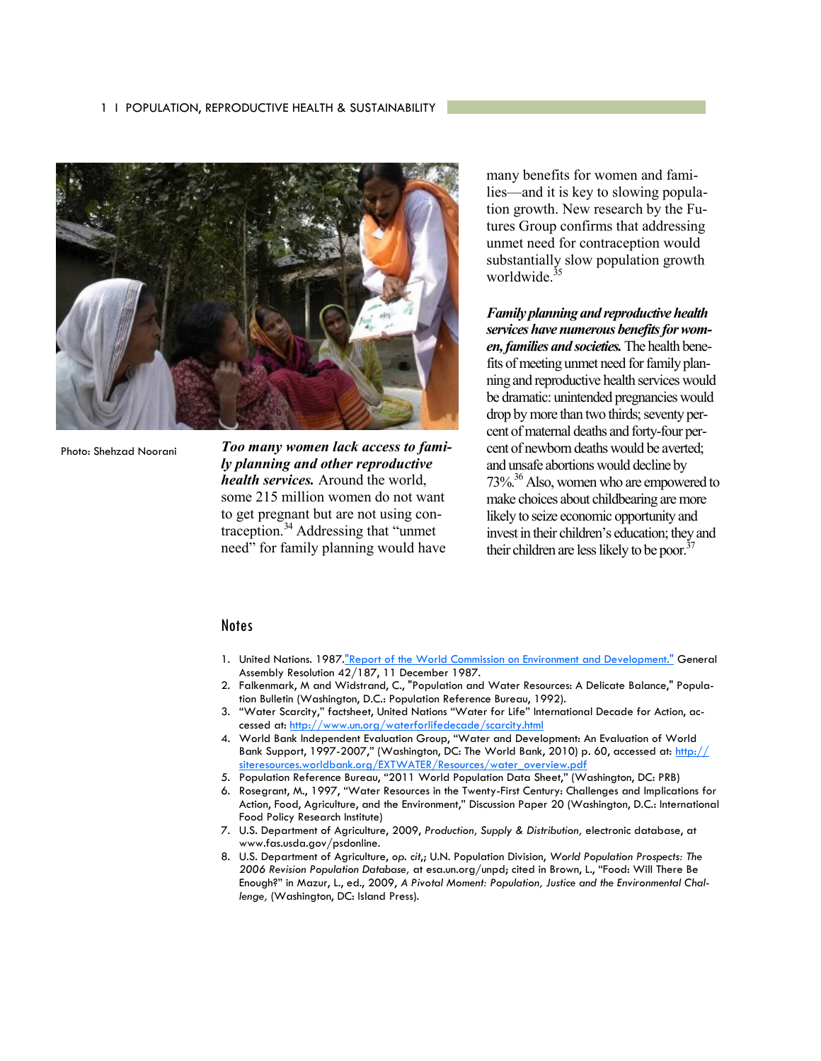Photo: Shehzad Noorani

***Too many women lack access to family planning and other reproductive health services.*** Around the world, some 215 million women do not want to get pregnant but are not using contraception.[34] Addressing that "unmet need" for family planning would have many benefits for women and families—and it is key to slowing population growth. New research by the Futures Group confirms that addressing unmet need for contraception would substantially slow population growth worldwide.[35]

***Family planning and reproductive health services have numerous benefits for women, families and societies.*** The health benefits of meeting unmet need for family planning and reproductive health services would be dramatic: unintended pregnancies would drop by more than two thirds; seventy percent of maternal deaths and forty-four percent of newborn deaths would be averted; and unsafe abortions would decline by 73%.[36] Also, women who are empowered to make choices about childbearing are more likely to seize economic opportunity and invest in their children's education; they and their children are less likely to be poor.[37]

## Notes

1. United Nations. 1987."Report of the World Commission on Environment and Development." General Assembly Resolution 42/187, 11 December 1987.
2. Falkenmark, M and Widstrand, C., "Population and Water Resources: A Delicate Balance," Population Bulletin (Washington, D.C.: Population Reference Bureau, 1992).
3. "Water Scarcity," factsheet, United Nations "Water for Life" International Decade for Action, accessed at: http://www.un.org/waterforlifedecade/scarcity.html
4. World Bank Independent Evaluation Group, "Water and Development: An Evaluation of World Bank Support, 1997-2007," (Washington, DC: The World Bank, 2010) p. 60, accessed at: http://siteresources.worldbank.org/EXTWATER/Resources/water_overview.pdf
5. Population Reference Bureau, "2011 World Population Data Sheet," (Washington, DC: PRB)
6. Rosegrant, M., 1997, "Water Resources in the Twenty-First Century: Challenges and Implications for Action, Food, Agriculture, and the Environment," Discussion Paper 20 (Washington, D.C.: International Food Policy Research Institute)
7. U.S. Department of Agriculture, 2009, *Production, Supply & Distribution,* electronic database, at www.fas.usda.gov/psdonline.
8. U.S. Department of Agriculture, *op. cit*,; U.N. Population Division, *World Population Prospects: The 2006 Revision Population Database,* at esa.un.org/unpd; cited in Brown, L., "Food: Will There Be Enough?" in Mazur, L., ed., 2009, *A Pivotal Moment: Population, Justice and the Environmental Challenge,* (Washington, DC: Island Press).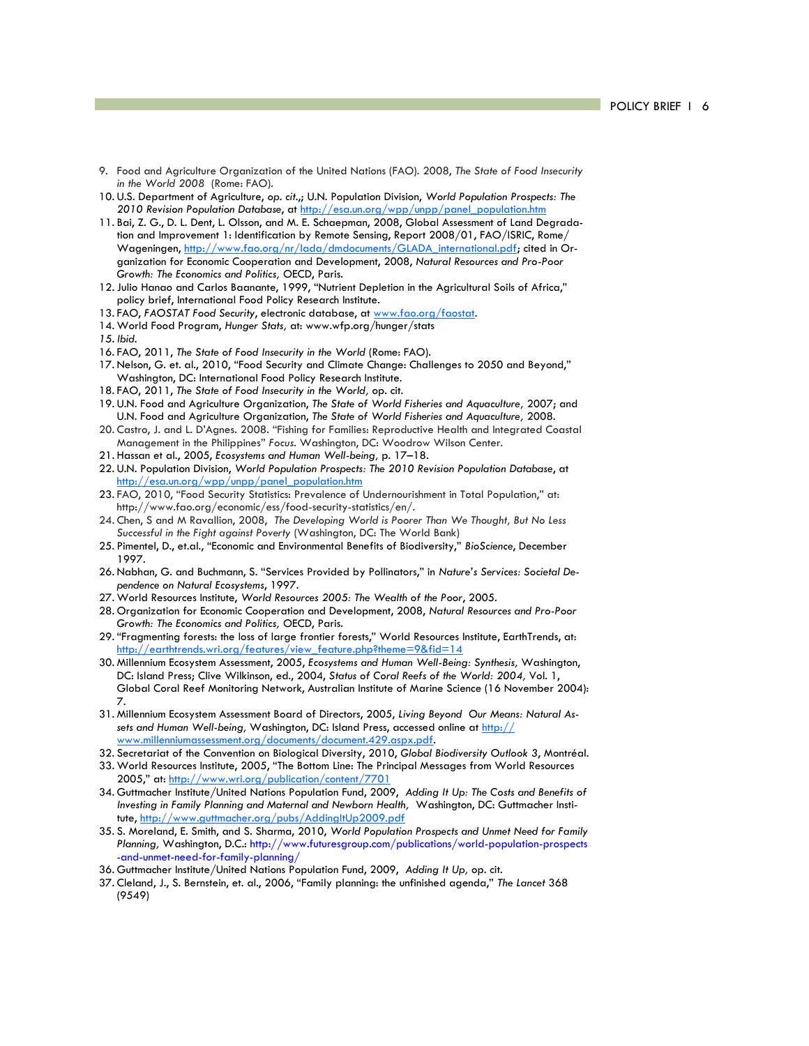9. Food and Agriculture Organization of the United Nations (FAO). 2008, *The State of Food Insecurity in the World 2008* (Rome: FAO).
10. U.S. Department of Agriculture, *op. cit.,*; U.N. Population Division, *World Population Prospects: The 2010 Revision Population Database*, at http://esa.un.org/wpp/unpp/panel_population.htm
11. Bai, Z. G., D. L. Dent, L. Olsson, and M. E. Schaepman, 2008, Global Assessment of Land Degradation and Improvement 1: Identification by Remote Sensing, Report 2008/01, FAO/ISRIC, Rome/Wageningen, http://www.fao.org/nr/lada/dmdocuments/GLADA_international.pdf; cited in Organization for Economic Cooperation and Development, 2008, *Natural Resources and Pro-Poor Growth: The Economics and Politics,* OECD, Paris.
12. Julio Hanao and Carlos Baanante, 1999, "Nutrient Depletion in the Agricultural Soils of Africa," policy brief, International Food Policy Research Institute.
13. FAO, *FAOSTAT Food Security*, electronic database, at www.fao.org/faostat.
14. World Food Program, *Hunger Stats,* at: www.wfp.org/hunger/stats
15. *Ibid.*
16. FAO, 2011, *The State of Food Insecurity in the World* (Rome: FAO).
17. Nelson, G. et. al., 2010, "Food Security and Climate Change: Challenges to 2050 and Beyond," Washington, DC: International Food Policy Research Institute.
18. FAO, 2011, *The State of Food Insecurity in the World,* op. cit.
19. U.N. Food and Agriculture Organization, *The State of World Fisheries and Aquaculture,* 2007; and U.N. Food and Agriculture Organization, *The State of World Fisheries and Aquaculture,* 2008.
20. Castro, J. and L. D'Agnes. 2008. "Fishing for Families: Reproductive Health and Integrated Coastal Management in the Philippines" *Focus.* Washington, DC: Woodrow Wilson Center.
21. Hassan et al., 2005, *Ecosystems and Human Well-being,* p. 17–18.
22. U.N. Population Division, *World Population Prospects: The 2010 Revision Population Database*, at http://esa.un.org/wpp/unpp/panel_population.htm
23. FAO, 2010, "Food Security Statistics: Prevalence of Undernourishment in Total Population," at: http://www.fao.org/economic/ess/food-security-statistics/en/.
24. Chen, S and M Ravallion, 2008, *The Developing World is Poorer Than We Thought, But No Less Successful in the Fight against Poverty* (Washington, DC: The World Bank)
25. Pimentel, D., et.al., "Economic and Environmental Benefits of Biodiversity," *BioScience*, December 1997.
26. Nabhan, G. and Buchmann, S. "Services Provided by Pollinators," in *Nature's Services: Societal Dependence on Natural Ecosystems*, 1997.
27. World Resources Institute, *World Resources 2005: The Wealth of the Poor*, 2005.
28. Organization for Economic Cooperation and Development, 2008, *Natural Resources and Pro-Poor Growth: The Economics and Politics,* OECD, Paris.
29. "Fragmenting forests: the loss of large frontier forests," World Resources Institute, EarthTrends, at: http://earthtrends.wri.org/features/view_feature.php?theme=9&fid=14
30. Millennium Ecosystem Assessment, 2005, *Ecosystems and Human Well-Being: Synthesis,* Washington, DC: Island Press; Clive Wilkinson, ed., 2004, *Status of Coral Reefs of the World: 2004,* Vol. 1, Global Coral Reef Monitoring Network, Australian Institute of Marine Science (16 November 2004): 7.
31. Millennium Ecosystem Assessment Board of Directors, 2005, *Living Beyond Our Means: Natural Assets and Human Well-being,* Washington, DC: Island Press, accessed online at http://www.millenniumassessment.org/documents/document.429.aspx.pdf.
32. Secretariat of the Convention on Biological Diversity, 2010, *Global Biodiversity Outlook 3*, Montréal.
33. World Resources Institute, 2005, "The Bottom Line: The Principal Messages from World Resources 2005," at: http://www.wri.org/publication/content/7701
34. Guttmacher Institute/United Nations Population Fund, 2009, *Adding It Up: The Costs and Benefits of Investing in Family Planning and Maternal and Newborn Health,* Washington, DC: Guttmacher Institute, http://www.guttmacher.org/pubs/AddingItUp2009.pdf
35. S. Moreland, E. Smith, and S. Sharma, 2010, *World Population Prospects and Unmet Need for Family Planning,* Washington, D.C.: http://www.futuresgroup.com/publications/world-population-prospects-and-unmet-need-for-family-planning/
36. Guttmacher Institute/United Nations Population Fund, 2009, *Adding It Up,* op. cit.
37. Cleland, J., S. Bernstein, et. al., 2006, "Family planning: the unfinished agenda," *The Lancet* 368 (9549)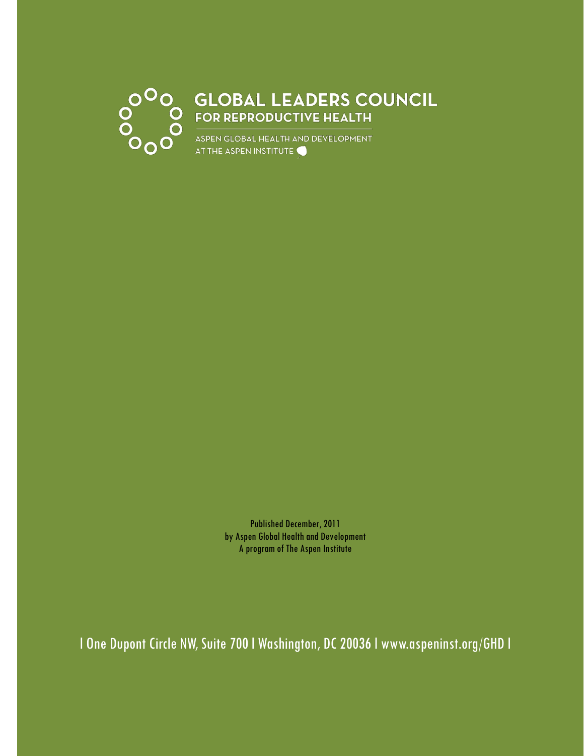# GLOBAL LEADERS COUNCIL

## FOR REPRODUCTIVE HEALTH

ASPEN GLOBAL HEALTH AND DEVELOPMENT
AT THE ASPEN INSTITUTE

Published December, 2011
by Aspen Global Health and Development
A program of The Aspen Institute

| One Dupont Circle NW, Suite 700 | Washington, DC 20036 | www.aspeninst.org/GHD |